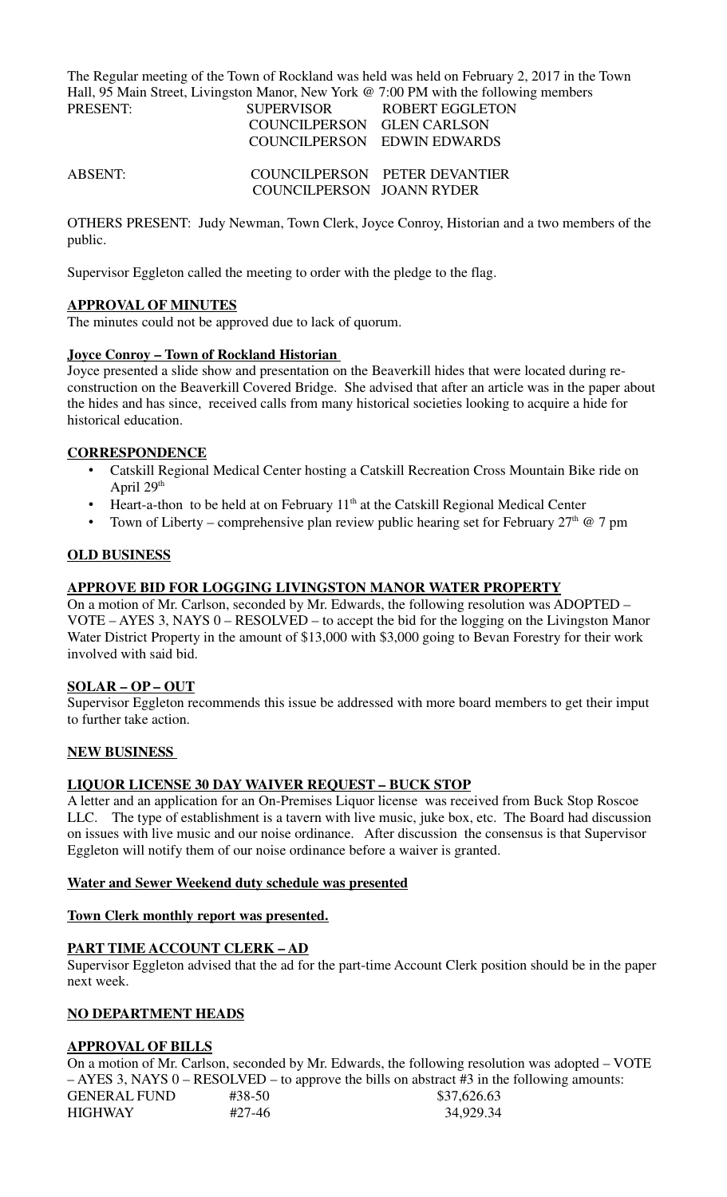The Regular meeting of the Town of Rockland was held was held on February 2, 2017 in the Town Hall, 95 Main Street, Livingston Manor, New York @ 7:00 PM with the following members

| PRESENT: | SUPERVISOR | ROBERT EGGLETON |
|---|---|---|
| | COUNCILPERSON | GLEN CARLSON |
| | COUNCILPERSON | EDWIN EDWARDS |
| ABSENT: | COUNCILPERSON | PETER DEVANTIER |
| | COUNCILPERSON | JOANN RYDER |

OTHERS PRESENT: Judy Newman, Town Clerk, Joyce Conroy, Historian and a two members of the public.

Supervisor Eggleton called the meeting to order with the pledge to the flag.

**APPROVAL OF MINUTES**

The minutes could not be approved due to lack of quorum.

**Joyce Conroy – Town of Rockland Historian**

Joyce presented a slide show and presentation on the Beaverkill hides that were located during re-construction on the Beaverkill Covered Bridge. She advised that after an article was in the paper about the hides and has since, received calls from many historical societies looking to acquire a hide for historical education.

**CORRESPONDENCE**

- Catskill Regional Medical Center hosting a Catskill Recreation Cross Mountain Bike ride on April 29th
- Heart-a-thon to be held at on February 11th at the Catskill Regional Medical Center
- Town of Liberty – comprehensive plan review public hearing set for February 27th @ 7 pm

**OLD BUSINESS**

**APPROVE BID FOR LOGGING LIVINGSTON MANOR WATER PROPERTY**

On a motion of Mr. Carlson, seconded by Mr. Edwards, the following resolution was ADOPTED – VOTE – AYES 3, NAYS 0 – RESOLVED – to accept the bid for the logging on the Livingston Manor Water District Property in the amount of $13,000 with $3,000 going to Bevan Forestry for their work involved with said bid.

**SOLAR – OP – OUT**

Supervisor Eggleton recommends this issue be addressed with more board members to get their imput to further take action.

**NEW BUSINESS**

**LIQUOR LICENSE 30 DAY WAIVER REQUEST – BUCK STOP**

A letter and an application for an On-Premises Liquor license was received from Buck Stop Roscoe LLC. The type of establishment is a tavern with live music, juke box, etc. The Board had discussion on issues with live music and our noise ordinance. After discussion the consensus is that Supervisor Eggleton will notify them of our noise ordinance before a waiver is granted.

**Water and Sewer Weekend duty schedule was presented**

**Town Clerk monthly report was presented.**

**PART TIME ACCOUNT CLERK – AD**

Supervisor Eggleton advised that the ad for the part-time Account Clerk position should be in the paper next week.

**NO DEPARTMENT HEADS**

**APPROVAL OF BILLS**

On a motion of Mr. Carlson, seconded by Mr. Edwards, the following resolution was adopted – VOTE – AYES 3, NAYS 0 – RESOLVED – to approve the bills on abstract #3 in the following amounts:

| | | |
|---|---|---|
| GENERAL FUND | #38-50 | $37,626.63 |
| HIGHWAY | #27-46 | 34,929.34 |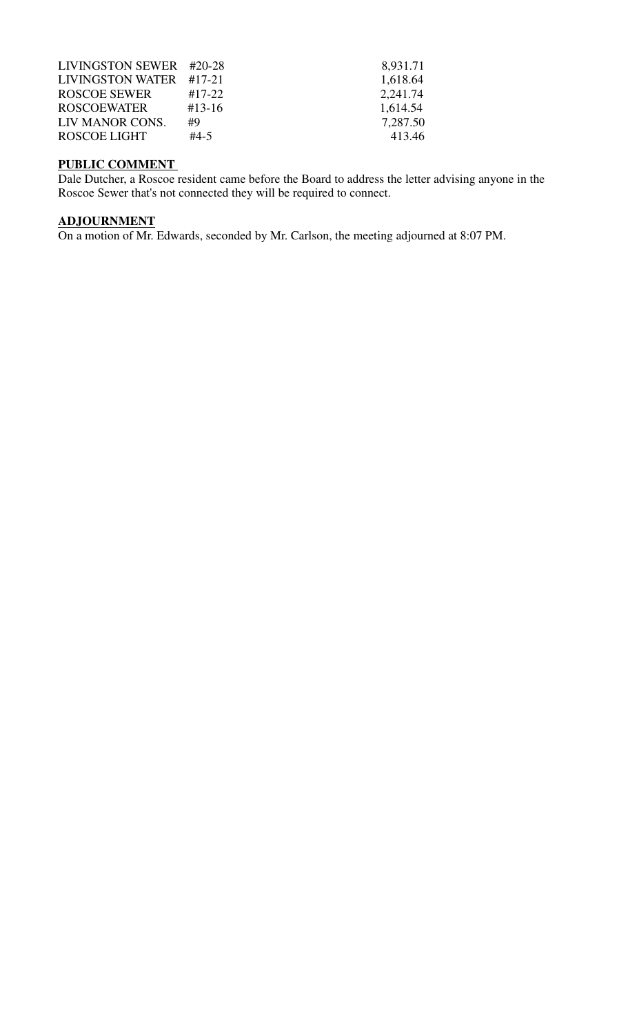| | | |
|---|---|---|
| LIVINGSTON SEWER | #20-28 | 8,931.71 |
| LIVINGSTON WATER | #17-21 | 1,618.64 |
| ROSCOE SEWER | #17-22 | 2,241.74 |
| ROSCOEWATER | #13-16 | 1,614.54 |
| LIV MANOR CONS. | #9 | 7,287.50 |
| ROSCOE LIGHT | #4-5 | 413.46 |

**PUBLIC COMMENT**

Dale Dutcher, a Roscoe resident came before the Board to address the letter advising anyone in the Roscoe Sewer that's not connected they will be required to connect.

**ADJOURNMENT**

On a motion of Mr. Edwards, seconded by Mr. Carlson, the meeting adjourned at 8:07 PM.